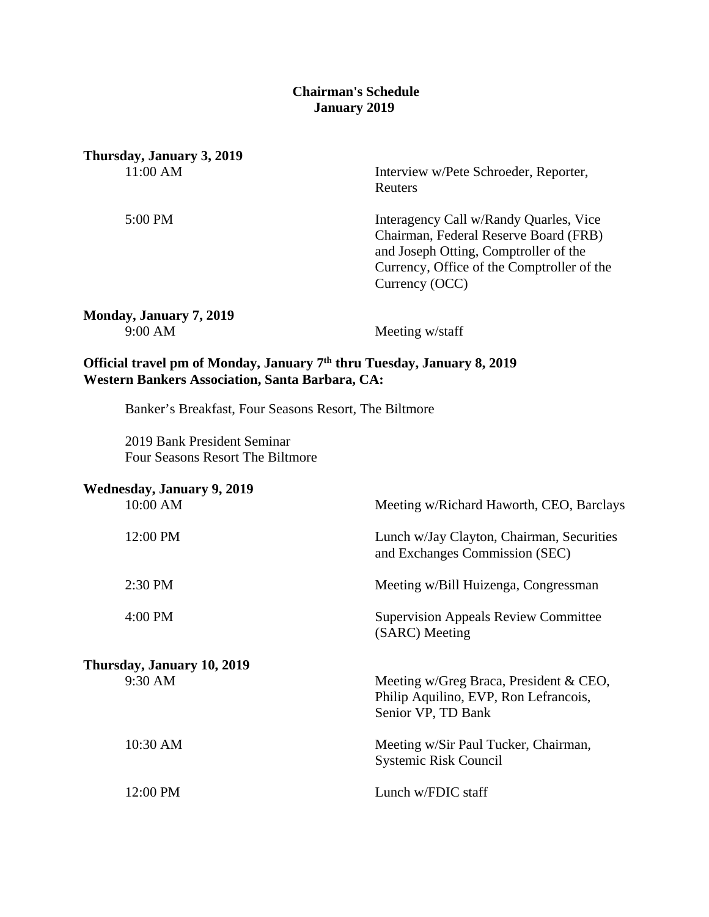# Chairman's Schedule
## January 2019

**Thursday, January 3, 2019**

| | |
|---|---|
| 11:00 AM | Interview w/Pete Schroeder, Reporter, Reuters |
| 5:00 PM | Interagency Call w/Randy Quarles, Vice Chairman, Federal Reserve Board (FRB) and Joseph Otting, Comptroller of the Currency, Office of the Comptroller of the Currency (OCC) |

**Monday, January 7, 2019**

| | |
|---|---|
| 9:00 AM | Meeting w/staff |

**Official travel pm of Monday, January 7th thru Tuesday, January 8, 2019**
**Western Bankers Association, Santa Barbara, CA:**

Banker's Breakfast, Four Seasons Resort, The Biltmore

2019 Bank President Seminar
Four Seasons Resort The Biltmore

**Wednesday, January 9, 2019**

| | |
|---|---|
| 10:00 AM | Meeting w/Richard Haworth, CEO, Barclays |
| 12:00 PM | Lunch w/Jay Clayton, Chairman, Securities and Exchanges Commission (SEC) |
| 2:30 PM | Meeting w/Bill Huizenga, Congressman |
| 4:00 PM | Supervision Appeals Review Committee (SARC) Meeting |

**Thursday, January 10, 2019**

| | |
|---|---|
| 9:30 AM | Meeting w/Greg Braca, President & CEO, Philip Aquilino, EVP, Ron Lefrancois, Senior VP, TD Bank |
| 10:30 AM | Meeting w/Sir Paul Tucker, Chairman, Systemic Risk Council |
| 12:00 PM | Lunch w/FDIC staff |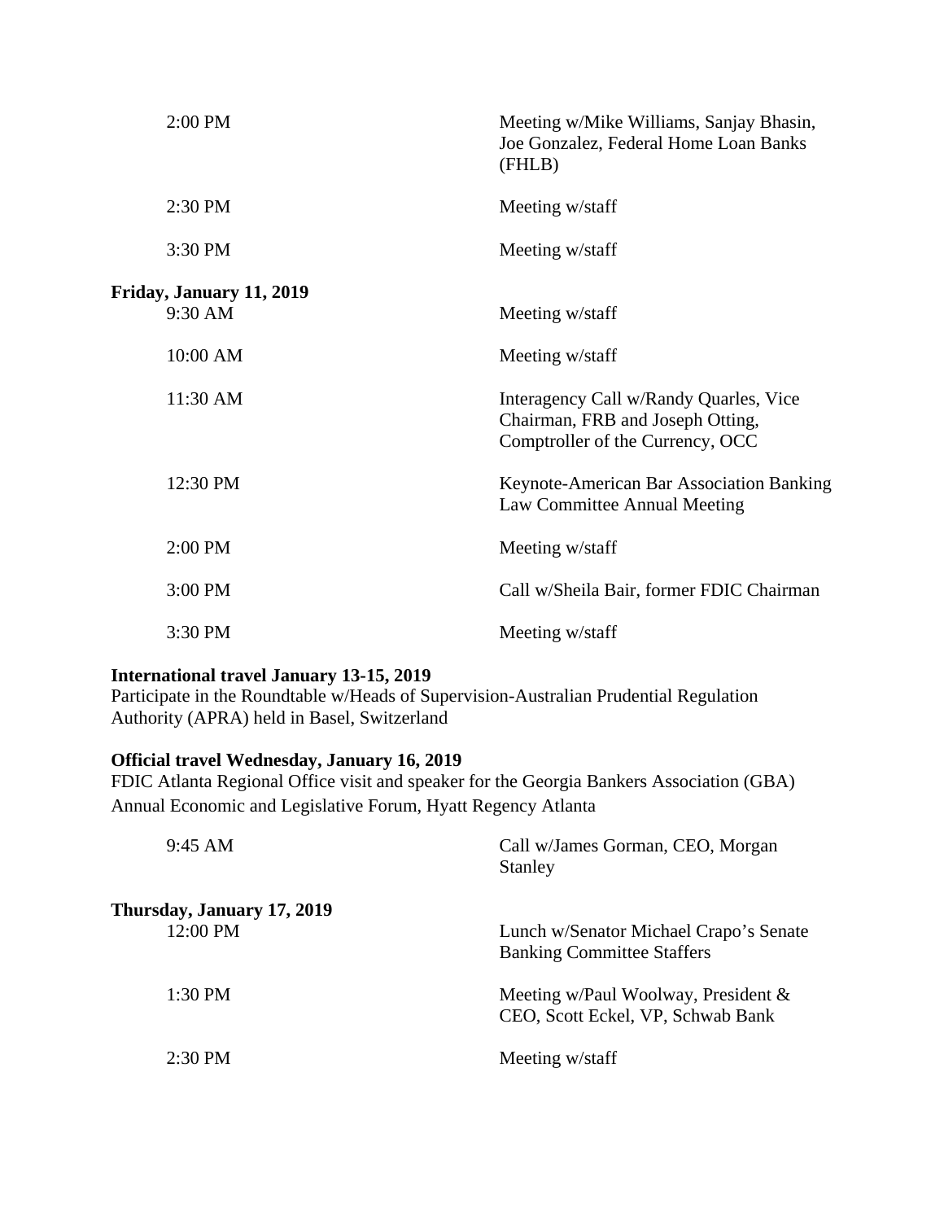| | |
|---|---|
| 2:00 PM | Meeting w/Mike Williams, Sanjay Bhasin, Joe Gonzalez, Federal Home Loan Banks (FHLB) |
| 2:30 PM | Meeting w/staff |
| 3:30 PM | Meeting w/staff |

**Friday, January 11, 2019**

| | |
|---|---|
| 9:30 AM | Meeting w/staff |
| 10:00 AM | Meeting w/staff |
| 11:30 AM | Interagency Call w/Randy Quarles, Vice Chairman, FRB and Joseph Otting, Comptroller of the Currency, OCC |
| 12:30 PM | Keynote-American Bar Association Banking Law Committee Annual Meeting |
| 2:00 PM | Meeting w/staff |
| 3:00 PM | Call w/Sheila Bair, former FDIC Chairman |
| 3:30 PM | Meeting w/staff |

**International travel January 13-15, 2019**
Participate in the Roundtable w/Heads of Supervision-Australian Prudential Regulation Authority (APRA) held in Basel, Switzerland

**Official travel Wednesday, January 16, 2019**
FDIC Atlanta Regional Office visit and speaker for the Georgia Bankers Association (GBA) Annual Economic and Legislative Forum, Hyatt Regency Atlanta

| | |
|---|---|
| 9:45 AM | Call w/James Gorman, CEO, Morgan Stanley |

**Thursday, January 17, 2019**

| | |
|---|---|
| 12:00 PM | Lunch w/Senator Michael Crapo's Senate Banking Committee Staffers |
| 1:30 PM | Meeting w/Paul Woolway, President & CEO, Scott Eckel, VP, Schwab Bank |
| 2:30 PM | Meeting w/staff |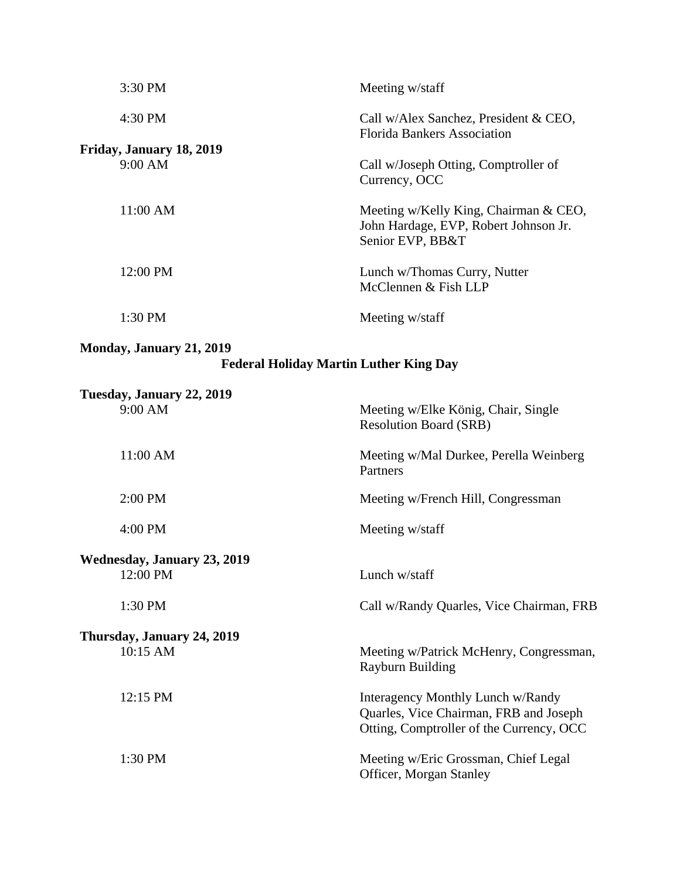| | |
|---|---|
| 3:30 PM | Meeting w/staff |
| 4:30 PM | Call w/Alex Sanchez, President & CEO, Florida Bankers Association |

**Friday, January 18, 2019**

| | |
|---|---|
| 9:00 AM | Call w/Joseph Otting, Comptroller of Currency, OCC |
| 11:00 AM | Meeting w/Kelly King, Chairman & CEO, John Hardage, EVP, Robert Johnson Jr. Senior EVP, BB&T |
| 12:00 PM | Lunch w/Thomas Curry, Nutter McClennen & Fish LLP |
| 1:30 PM | Meeting w/staff |

**Monday, January 21, 2019**

**Federal Holiday Martin Luther King Day**

**Tuesday, January 22, 2019**

| | |
|---|---|
| 9:00 AM | Meeting w/Elke König, Chair, Single Resolution Board (SRB) |
| 11:00 AM | Meeting w/Mal Durkee, Perella Weinberg Partners |
| 2:00 PM | Meeting w/French Hill, Congressman |
| 4:00 PM | Meeting w/staff |

**Wednesday, January 23, 2019**

| | |
|---|---|
| 12:00 PM | Lunch w/staff |
| 1:30 PM | Call w/Randy Quarles, Vice Chairman, FRB |

**Thursday, January 24, 2019**

| | |
|---|---|
| 10:15 AM | Meeting w/Patrick McHenry, Congressman, Rayburn Building |
| 12:15 PM | Interagency Monthly Lunch w/Randy Quarles, Vice Chairman, FRB and Joseph Otting, Comptroller of the Currency, OCC |
| 1:30 PM | Meeting w/Eric Grossman, Chief Legal Officer, Morgan Stanley |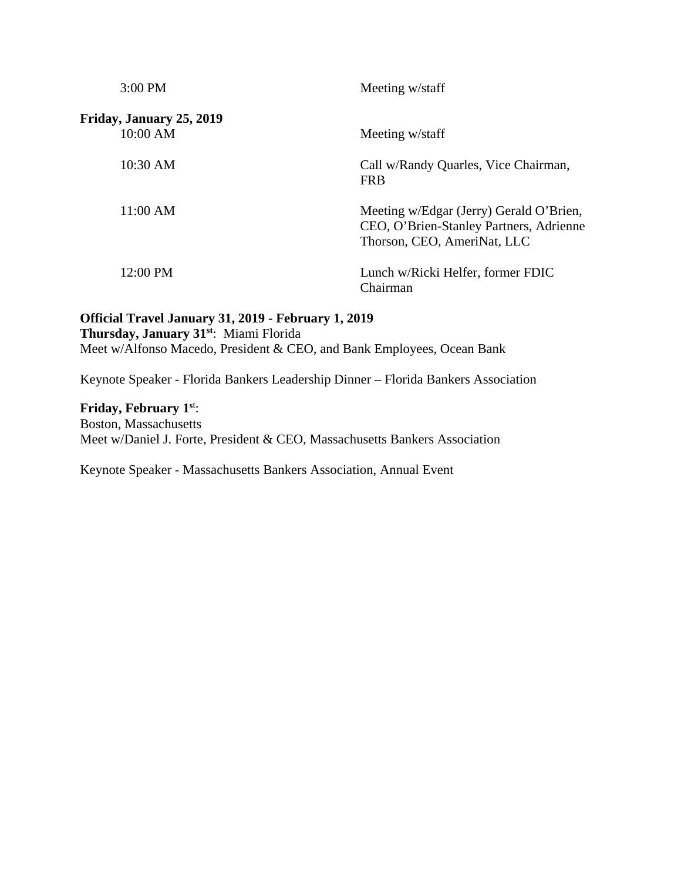| | |
|---|---|
| 3:00 PM | Meeting w/staff |

**Friday, January 25, 2019**

| | |
|---|---|
| 10:00 AM | Meeting w/staff |
| 10:30 AM | Call w/Randy Quarles, Vice Chairman, FRB |
| 11:00 AM | Meeting w/Edgar (Jerry) Gerald O'Brien, CEO, O'Brien-Stanley Partners, Adrienne Thorson, CEO, AmeriNat, LLC |
| 12:00 PM | Lunch w/Ricki Helfer, former FDIC Chairman |

**Official Travel January 31, 2019 - February 1, 2019**
**Thursday, January 31st**: Miami Florida
Meet w/Alfonso Macedo, President & CEO, and Bank Employees, Ocean Bank

Keynote Speaker - Florida Bankers Leadership Dinner – Florida Bankers Association

**Friday, February 1st**:
Boston, Massachusetts
Meet w/Daniel J. Forte, President & CEO, Massachusetts Bankers Association

Keynote Speaker - Massachusetts Bankers Association, Annual Event